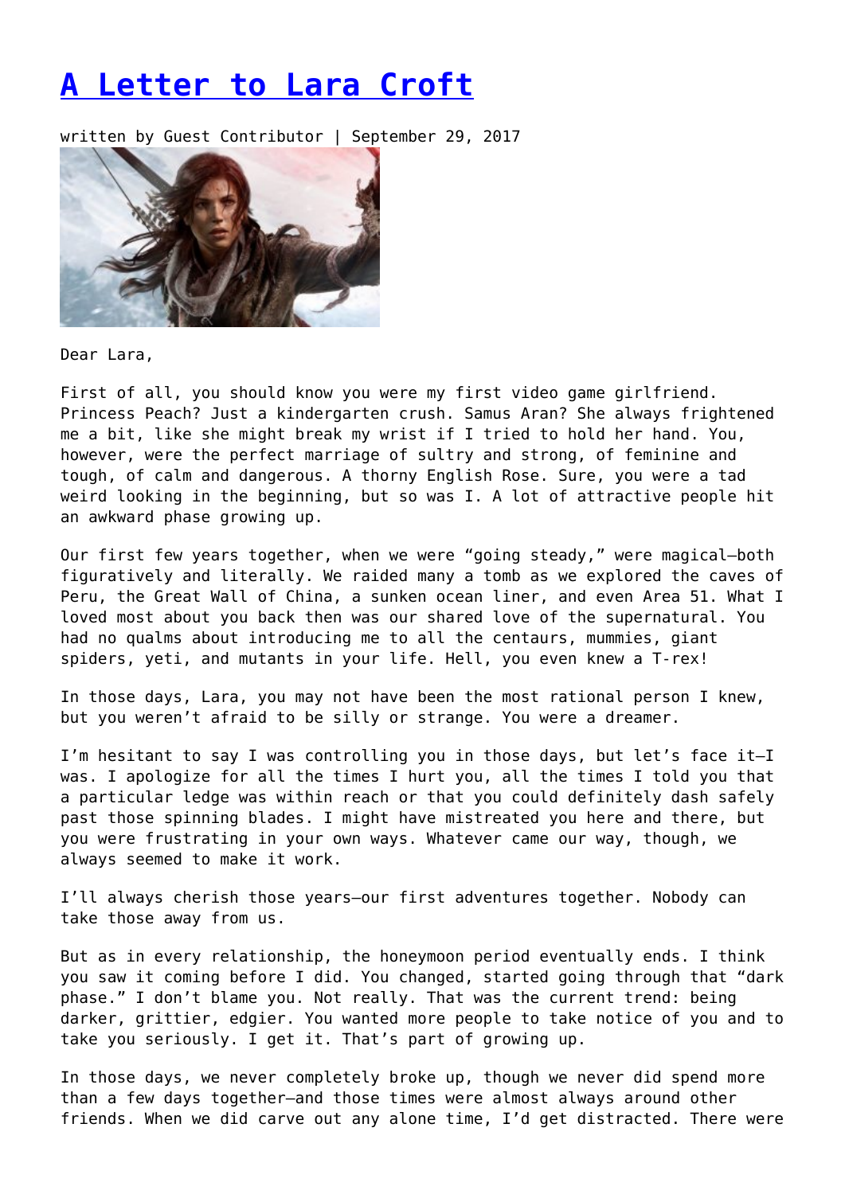# A Letter to Lara Croft

written by Guest Contributor | September 29, 2017

Dear Lara,

First of all, you should know you were my first video game girlfriend. Princess Peach? Just a kindergarten crush. Samus Aran? She always frightened me a bit, like she might break my wrist if I tried to hold her hand. You, however, were the perfect marriage of sultry and strong, of feminine and tough, of calm and dangerous. A thorny English Rose. Sure, you were a tad weird looking in the beginning, but so was I. A lot of attractive people hit an awkward phase growing up.

Our first few years together, when we were "going steady," were magical—both figuratively and literally. We raided many a tomb as we explored the caves of Peru, the Great Wall of China, a sunken ocean liner, and even Area 51. What I loved most about you back then was our shared love of the supernatural. You had no qualms about introducing me to all the centaurs, mummies, giant spiders, yeti, and mutants in your life. Hell, you even knew a T-rex!

In those days, Lara, you may not have been the most rational person I knew, but you weren't afraid to be silly or strange. You were a dreamer.

I'm hesitant to say I was controlling you in those days, but let's face it—I was. I apologize for all the times I hurt you, all the times I told you that a particular ledge was within reach or that you could definitely dash safely past those spinning blades. I might have mistreated you here and there, but you were frustrating in your own ways. Whatever came our way, though, we always seemed to make it work.

I'll always cherish those years—our first adventures together. Nobody can take those away from us.

But as in every relationship, the honeymoon period eventually ends. I think you saw it coming before I did. You changed, started going through that "dark phase." I don't blame you. Not really. That was the current trend: being darker, grittier, edgier. You wanted more people to take notice of you and to take you seriously. I get it. That's part of growing up.

In those days, we never completely broke up, though we never did spend more than a few days together—and those times were almost always around other friends. When we did carve out any alone time, I'd get distracted. There were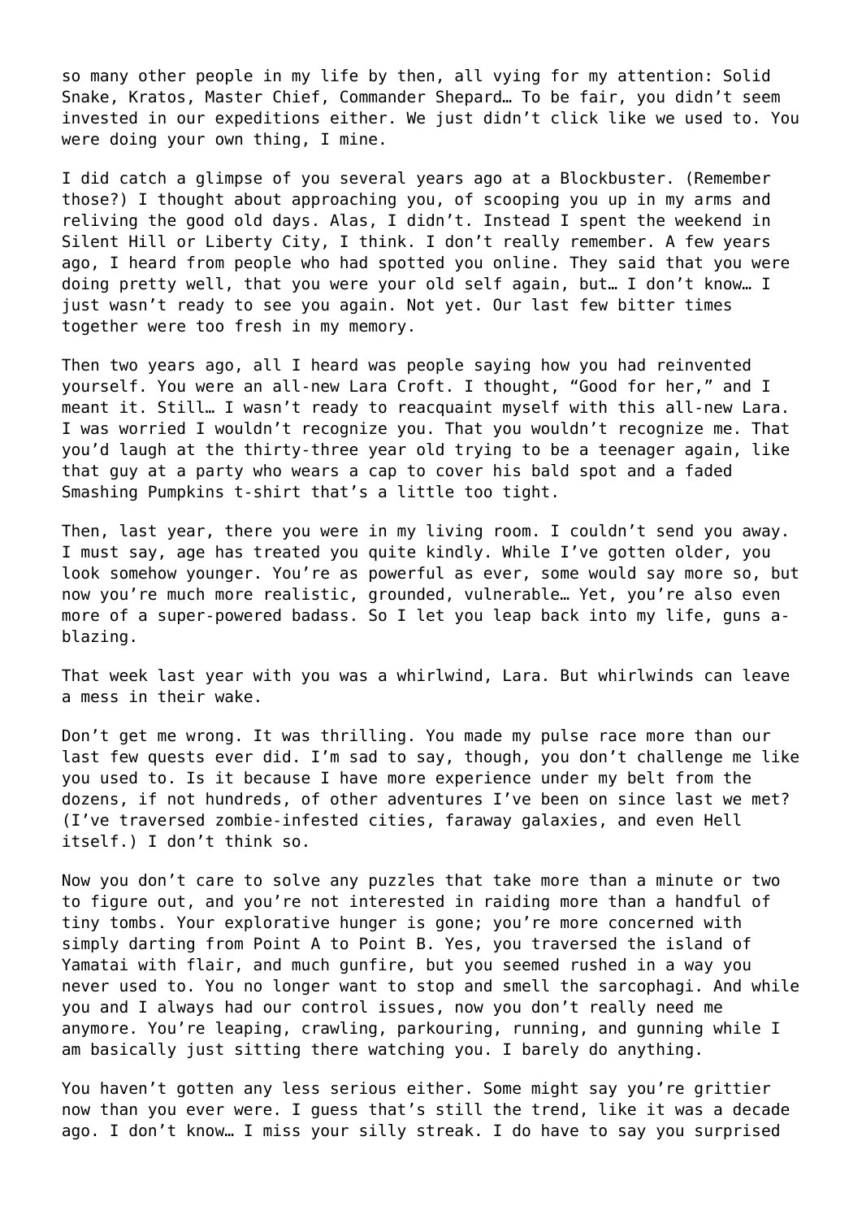so many other people in my life by then, all vying for my attention: Solid Snake, Kratos, Master Chief, Commander Shepard… To be fair, you didn't seem invested in our expeditions either. We just didn't click like we used to. You were doing your own thing, I mine.

I did catch a glimpse of you several years ago at a Blockbuster. (Remember those?) I thought about approaching you, of scooping you up in my arms and reliving the good old days. Alas, I didn't. Instead I spent the weekend in Silent Hill or Liberty City, I think. I don't really remember. A few years ago, I heard from people who had spotted you online. They said that you were doing pretty well, that you were your old self again, but… I don't know… I just wasn't ready to see you again. Not yet. Our last few bitter times together were too fresh in my memory.

Then two years ago, all I heard was people saying how you had reinvented yourself. You were an all-new Lara Croft. I thought, "Good for her," and I meant it. Still… I wasn't ready to reacquaint myself with this all-new Lara. I was worried I wouldn't recognize you. That you wouldn't recognize me. That you'd laugh at the thirty-three year old trying to be a teenager again, like that guy at a party who wears a cap to cover his bald spot and a faded Smashing Pumpkins t-shirt that's a little too tight.

Then, last year, there you were in my living room. I couldn't send you away. I must say, age has treated you quite kindly. While I've gotten older, you look somehow younger. You're as powerful as ever, some would say more so, but now you're much more realistic, grounded, vulnerable… Yet, you're also even more of a super-powered badass. So I let you leap back into my life, guns a-blazing.

That week last year with you was a whirlwind, Lara. But whirlwinds can leave a mess in their wake.

Don't get me wrong. It was thrilling. You made my pulse race more than our last few quests ever did. I'm sad to say, though, you don't challenge me like you used to. Is it because I have more experience under my belt from the dozens, if not hundreds, of other adventures I've been on since last we met? (I've traversed zombie-infested cities, faraway galaxies, and even Hell itself.) I don't think so.

Now you don't care to solve any puzzles that take more than a minute or two to figure out, and you're not interested in raiding more than a handful of tiny tombs. Your explorative hunger is gone; you're more concerned with simply darting from Point A to Point B. Yes, you traversed the island of Yamatai with flair, and much gunfire, but you seemed rushed in a way you never used to. You no longer want to stop and smell the sarcophagi. And while you and I always had our control issues, now you don't really need me anymore. You're leaping, crawling, parkouring, running, and gunning while I am basically just sitting there watching you. I barely do anything.

You haven't gotten any less serious either. Some might say you're grittier now than you ever were. I guess that's still the trend, like it was a decade ago. I don't know… I miss your silly streak. I do have to say you surprised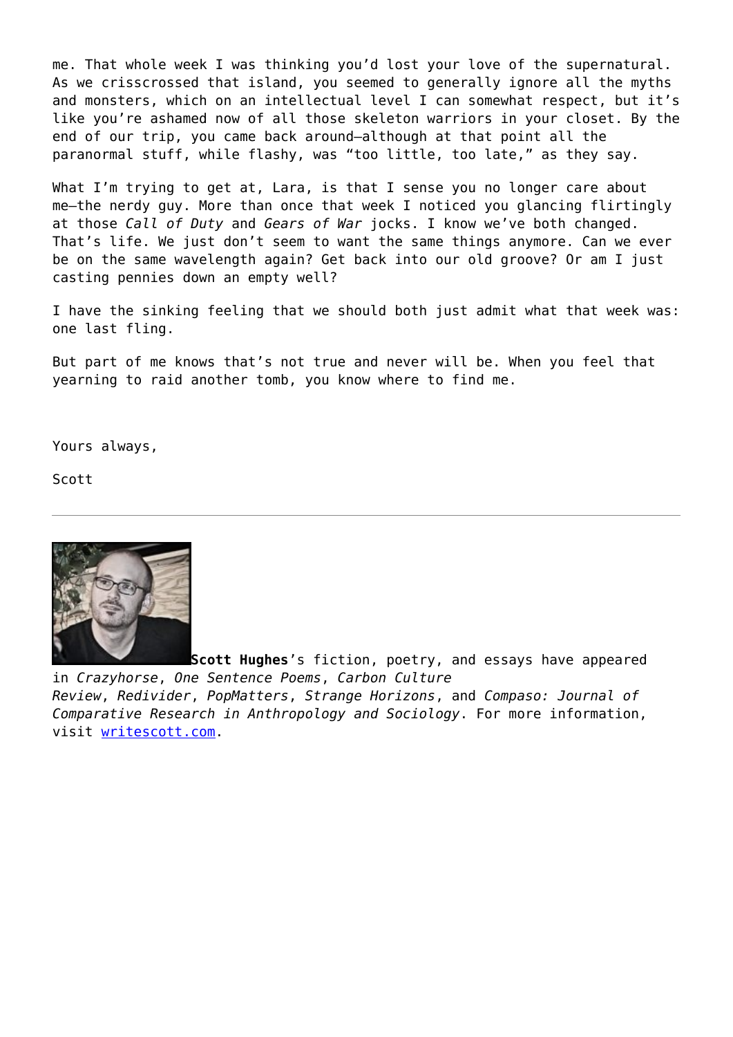me. That whole week I was thinking you'd lost your love of the supernatural. As we crisscrossed that island, you seemed to generally ignore all the myths and monsters, which on an intellectual level I can somewhat respect, but it's like you're ashamed now of all those skeleton warriors in your closet. By the end of our trip, you came back around—although at that point all the paranormal stuff, while flashy, was "too little, too late," as they say.

What I'm trying to get at, Lara, is that I sense you no longer care about me—the nerdy guy. More than once that week I noticed you glancing flirtingly at those *Call of Duty* and *Gears of War* jocks. I know we've both changed. That's life. We just don't seem to want the same things anymore. Can we ever be on the same wavelength again? Get back into our old groove? Or am I just casting pennies down an empty well?

I have the sinking feeling that we should both just admit what that week was: one last fling.

But part of me knows that's not true and never will be. When you feel that yearning to raid another tomb, you know where to find me.

Yours always,

Scott

---

**Scott Hughes**'s fiction, poetry, and essays have appeared in *Crazyhorse*, *One Sentence Poems*, *Carbon Culture Review*, *Redivider*, *PopMatters*, *Strange Horizons*, and *Compaso: Journal of Comparative Research in Anthropology and Sociology*. For more information, visit [writescott.com](writescott.com).